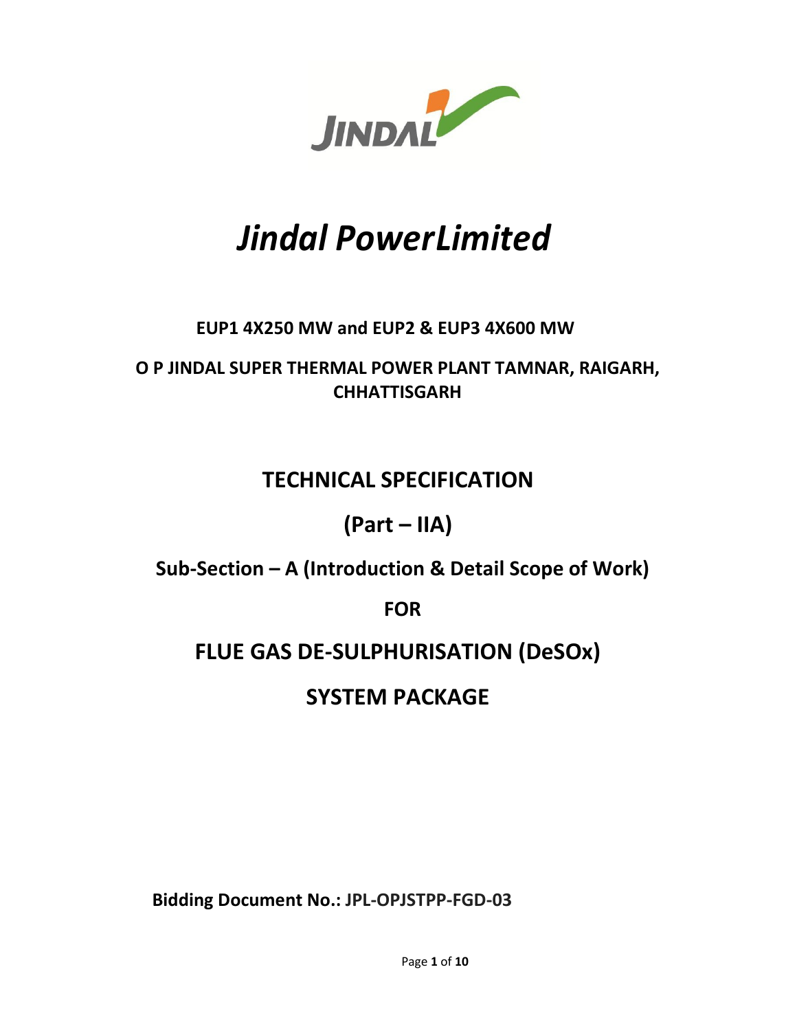JINDAL

# *Jindal PowerLimited*

**EUP1 4X250 MW and EUP2 & EUP3 4X600 MW**

**O P JINDAL SUPER THERMAL POWER PLANT TAMNAR, RAIGARH, CHHATTISGARH**

## TECHNICAL SPECIFICATION

## (Part – IIA)

### Sub-Section – A (Introduction & Detail Scope of Work)

### FOR

## FLUE GAS DE-SULPHURISATION (DeSOx)

## SYSTEM PACKAGE

**Bidding Document No.: JPL-OPJSTPP-FGD-03**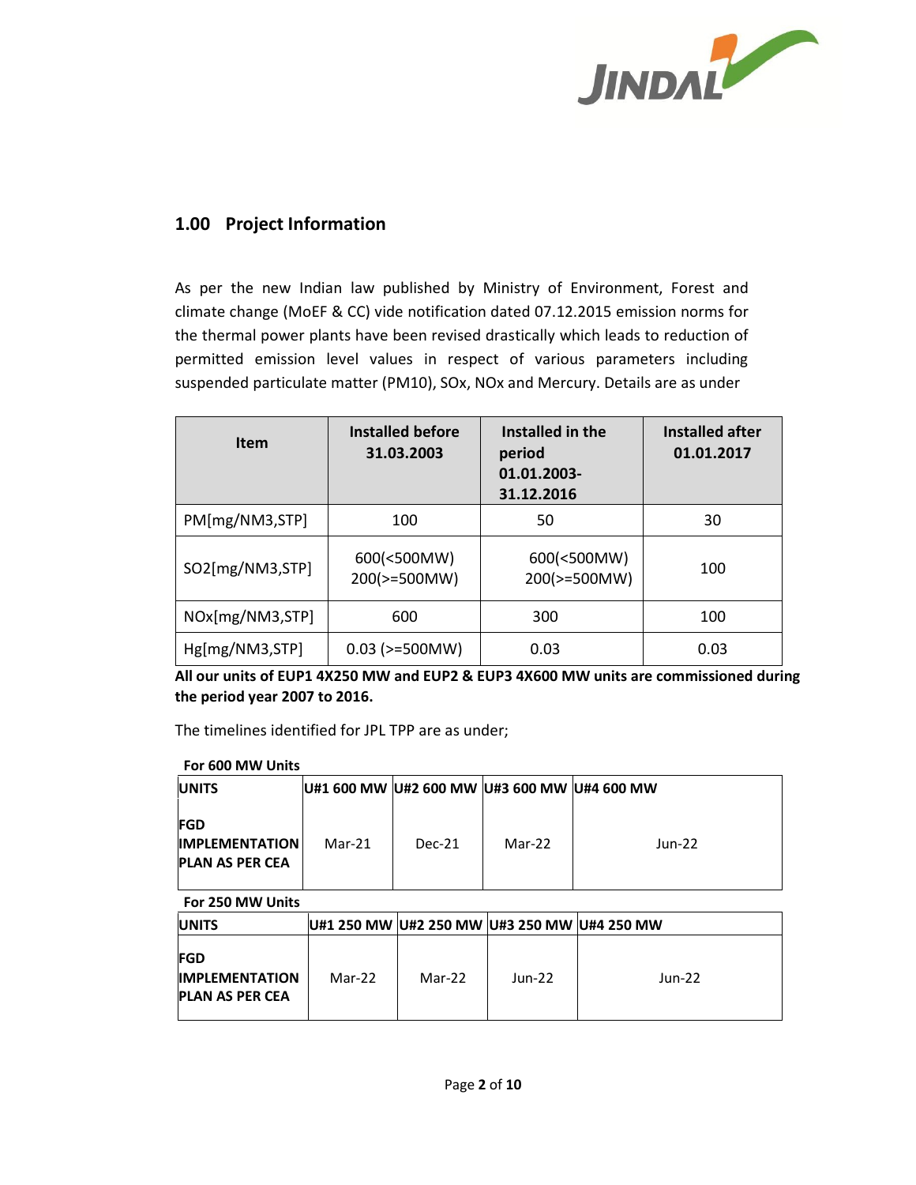## 1.00 Project Information

As per the new Indian law published by Ministry of Environment, Forest and climate change (MoEF & CC) vide notification dated 07.12.2015 emission norms for the thermal power plants have been revised drastically which leads to reduction of permitted emission level values in respect of various parameters including suspended particulate matter (PM10), SOx, NOx and Mercury. Details are as under

| Item | Installed before 31.03.2003 | Installed in the period 01.01.2003-31.12.2016 | Installed after 01.01.2017 |
|---|---|---|---|
| PM[mg/NM3,STP] | 100 | 50 | 30 |
| SO2[mg/NM3,STP] | 600(<500MW) 200(>=500MW) | 600(<500MW) 200(>=500MW) | 100 |
| NOx[mg/NM3,STP] | 600 | 300 | 100 |
| Hg[mg/NM3,STP] | 0.03 (>=500MW) | 0.03 | 0.03 |

**All our units of EUP1 4X250 MW and EUP2 & EUP3 4X600 MW units are commissioned during the period year 2007 to 2016.**

The timelines identified for JPL TPP are as under;

**For 600 MW Units**

| UNITS | U#1 600 MW | U#2 600 MW | U#3 600 MW | U#4 600 MW |
|---|---|---|---|---|
| **FGD IMPLEMENTATION PLAN AS PER CEA** | Mar-21 | Dec-21 | Mar-22 | Jun-22 |

**For 250 MW Units**

| UNITS | U#1 250 MW | U#2 250 MW | U#3 250 MW | U#4 250 MW |
|---|---|---|---|---|
| **FGD IMPLEMENTATION PLAN AS PER CEA** | Mar-22 | Mar-22 | Jun-22 | Jun-22 |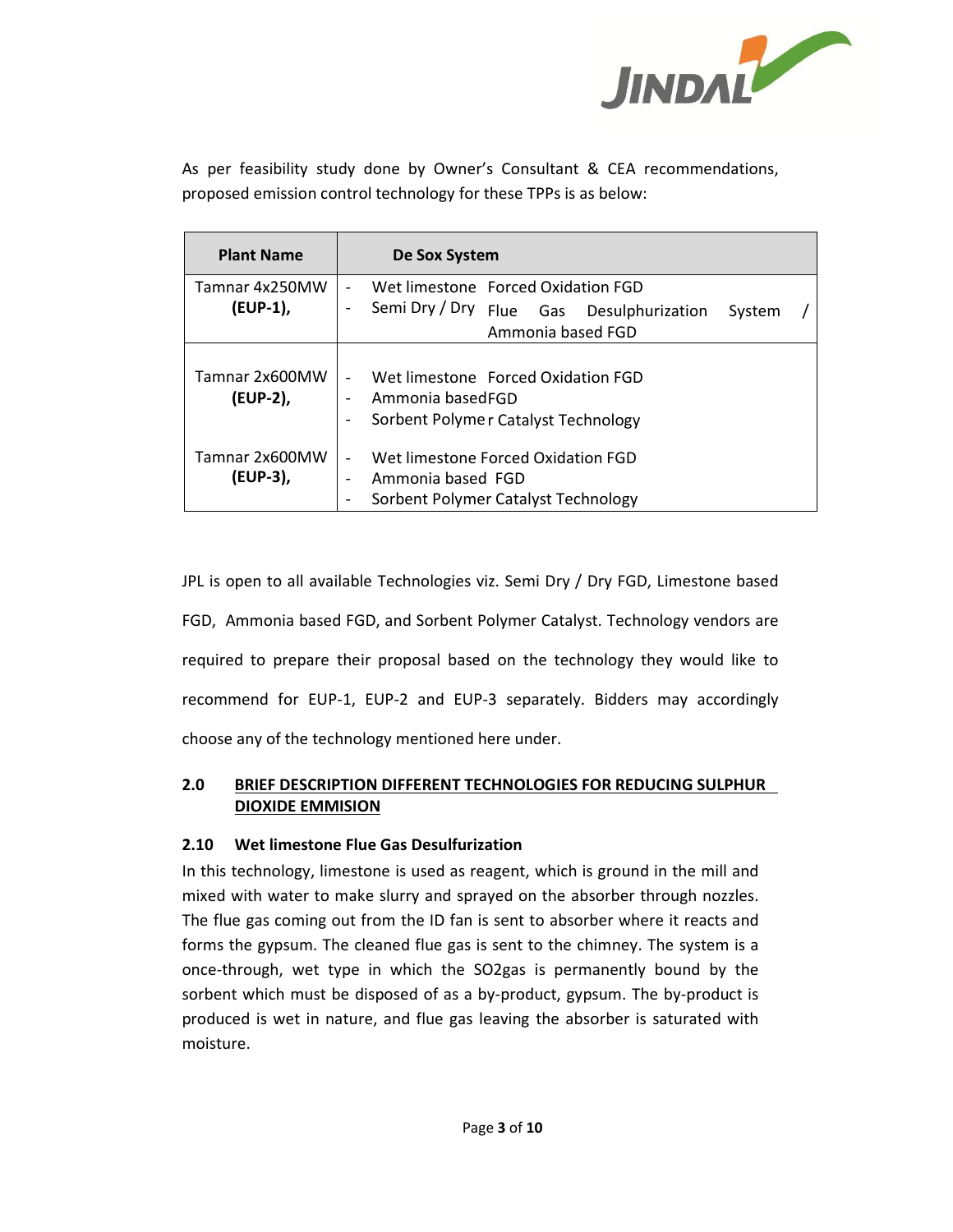As per feasibility study done by Owner's Consultant & CEA recommendations, proposed emission control technology for these TPPs is as below:

| Plant Name | De Sox System |
|---|---|
| Tamnar 4x250MW **(EUP-1),** | - Wet limestone Forced Oxidation FGD<br>- Semi Dry / Dry Flue Gas Desulphurization System / Ammonia based FGD |
| Tamnar 2x600MW **(EUP-2),** | - Wet limestone Forced Oxidation FGD<br>- Ammonia based FGD<br>- Sorbent Polymer Catalyst Technology |
| Tamnar 2x600MW **(EUP-3),** | - Wet limestone Forced Oxidation FGD<br>- Ammonia based FGD<br>- Sorbent Polymer Catalyst Technology |

JPL is open to all available Technologies viz. Semi Dry / Dry FGD, Limestone based FGD, Ammonia based FGD, and Sorbent Polymer Catalyst. Technology vendors are required to prepare their proposal based on the technology they would like to recommend for EUP-1, EUP-2 and EUP-3 separately. Bidders may accordingly choose any of the technology mentioned here under.

## 2.0 BRIEF DESCRIPTION DIFFERENT TECHNOLOGIES FOR REDUCING SULPHUR DIOXIDE EMMISION

### 2.10 Wet limestone Flue Gas Desulfurization

In this technology, limestone is used as reagent, which is ground in the mill and mixed with water to make slurry and sprayed on the absorber through nozzles. The flue gas coming out from the ID fan is sent to absorber where it reacts and forms the gypsum. The cleaned flue gas is sent to the chimney. The system is a once-through, wet type in which the $SO_2$gas is permanently bound by the sorbent which must be disposed of as a by-product, gypsum. The by-product is produced is wet in nature, and flue gas leaving the absorber is saturated with moisture.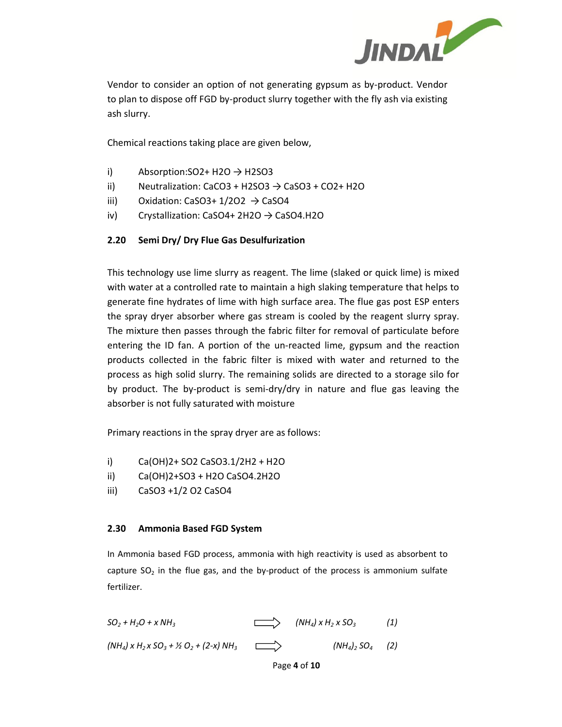Vendor to consider an option of not generating gypsum as by-product. Vendor to plan to dispose off FGD by-product slurry together with the fly ash via existing ash slurry.

Chemical reactions taking place are given below,

i) Absorption: $SO_2 + H_2O \rightarrow H_2SO_3$
ii) Neutralization: $CaCO_3 + H_2SO_3 \rightarrow CaSO_3 + CO_2 + H_2O$
iii) Oxidation: $CaSO_3 + 1/2O_2 \rightarrow CaSO_4$
iv) Crystallization: $CaSO_4 + 2H_2O \rightarrow CaSO_4.H_2O$

## 2.20 Semi Dry/ Dry Flue Gas Desulfurization

This technology use lime slurry as reagent. The lime (slaked or quick lime) is mixed with water at a controlled rate to maintain a high slaking temperature that helps to generate fine hydrates of lime with high surface area. The flue gas post ESP enters the spray dryer absorber where gas stream is cooled by the reagent slurry spray. The mixture then passes through the fabric filter for removal of particulate before entering the ID fan. A portion of the un-reacted lime, gypsum and the reaction products collected in the fabric filter is mixed with water and returned to the process as high solid slurry. The remaining solids are directed to a storage silo for by product. The by-product is semi-dry/dry in nature and flue gas leaving the absorber is not fully saturated with moisture

Primary reactions in the spray dryer are as follows:

i) $Ca(OH)_2 + SO_2 \; CaSO_3.1/2H_2 + H_2O$
ii) $Ca(OH)_2 + SO_3 + H_2O \; CaSO_4.2H_2O$
iii) $CaSO_3 + 1/2 \; O_2 \; CaSO_4$

## 2.30 Ammonia Based FGD System

In Ammonia based FGD process, ammonia with high reactivity is used as absorbent to capture $SO_2$ in the flue gas, and the by-product of the process is ammonium sulfate fertilizer.

$$SO_2 + H_2O + x\,NH_3 \Longrightarrow (NH_4)\,x\,H_2\,x\,SO_3 \qquad (1)$$

$$(NH_4)\,x\,H_2\,x\,SO_3 + ½\,O_2 + (2\text{-}x)\,NH_3 \Longrightarrow (NH_4)_2\,SO_4 \qquad (2)$$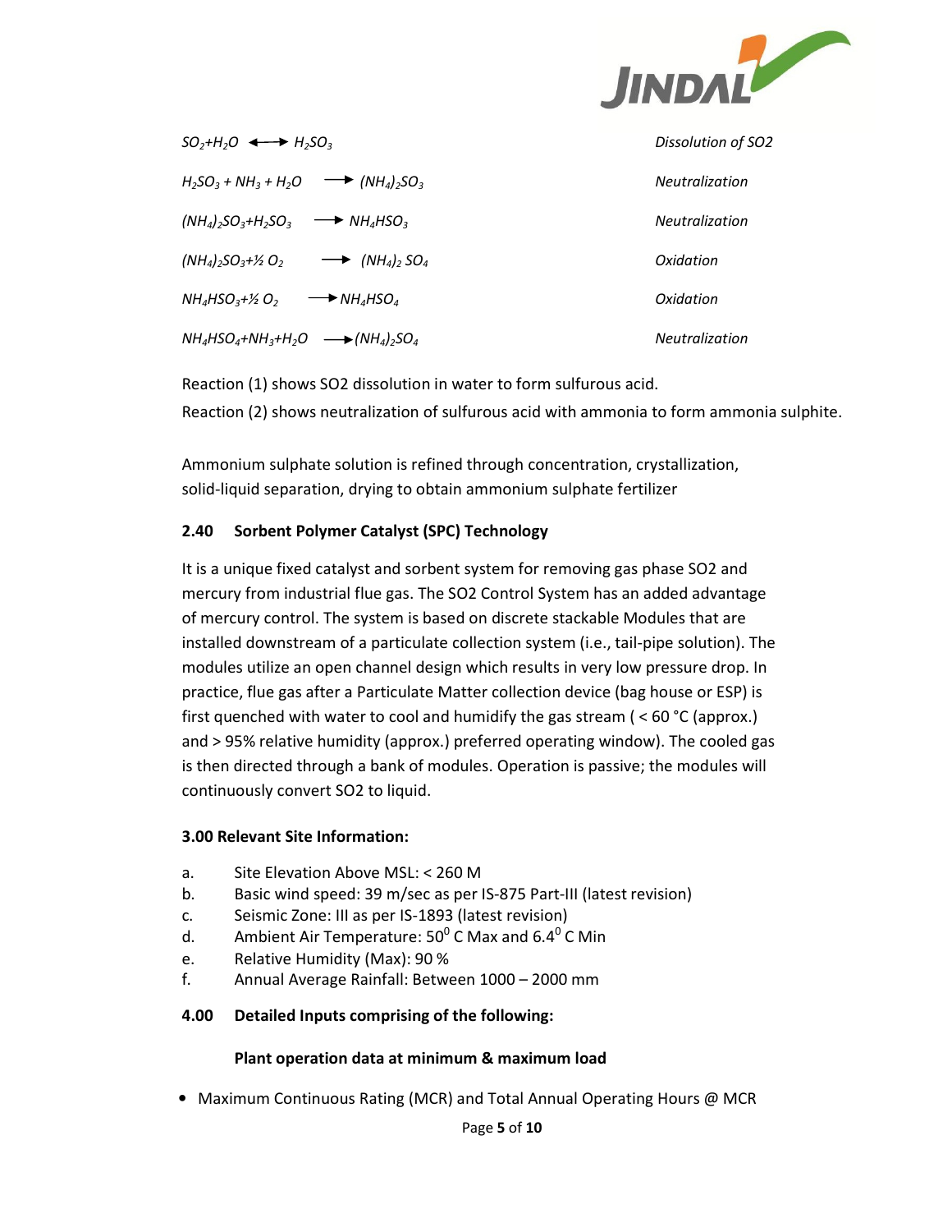| | |
|---|---|
| $SO_2 + H_2O \longleftrightarrow H_2SO_3$ | *Dissolution of SO2* |
| $H_2SO_3 + NH_3 + H_2O \longrightarrow (NH_4)_2SO_3$ | *Neutralization* |
| $(NH_4)_2SO_3 + H_2SO_3 \longrightarrow NH_4HSO_3$ | *Neutralization* |
| $(NH_4)_2SO_3 + ½\,O_2 \longrightarrow (NH_4)_2\,SO_4$ | *Oxidation* |
| $NH_4HSO_3 + ½\,O_2 \longrightarrow NH_4HSO_4$ | *Oxidation* |
| $NH_4HSO_4 + NH_3 + H_2O \longrightarrow (NH_4)_2SO_4$ | *Neutralization* |

Reaction (1) shows SO2 dissolution in water to form sulfurous acid.

Reaction (2) shows neutralization of sulfurous acid with ammonia to form ammonia sulphite.

Ammonium sulphate solution is refined through concentration, crystallization, solid-liquid separation, drying to obtain ammonium sulphate fertilizer

## 2.40 Sorbent Polymer Catalyst (SPC) Technology

It is a unique fixed catalyst and sorbent system for removing gas phase SO2 and mercury from industrial flue gas. The SO2 Control System has an added advantage of mercury control. The system is based on discrete stackable Modules that are installed downstream of a particulate collection system (i.e., tail-pipe solution). The modules utilize an open channel design which results in very low pressure drop. In practice, flue gas after a Particulate Matter collection device (bag house or ESP) is first quenched with water to cool and humidify the gas stream ( < 60 °C (approx.) and > 95% relative humidity (approx.) preferred operating window). The cooled gas is then directed through a bank of modules. Operation is passive; the modules will continuously convert SO2 to liquid.

## 3.00 Relevant Site Information:

a. Site Elevation Above MSL: < 260 M

b. Basic wind speed: 39 m/sec as per IS-875 Part-III (latest revision)

c. Seismic Zone: III as per IS-1893 (latest revision)

d. Ambient Air Temperature: $50^0$ C Max and $6.4^0$ C Min

e. Relative Humidity (Max): 90 %

f. Annual Average Rainfall: Between 1000 – 2000 mm

## 4.00 Detailed Inputs comprising of the following:

**Plant operation data at minimum & maximum load**

- Maximum Continuous Rating (MCR) and Total Annual Operating Hours @ MCR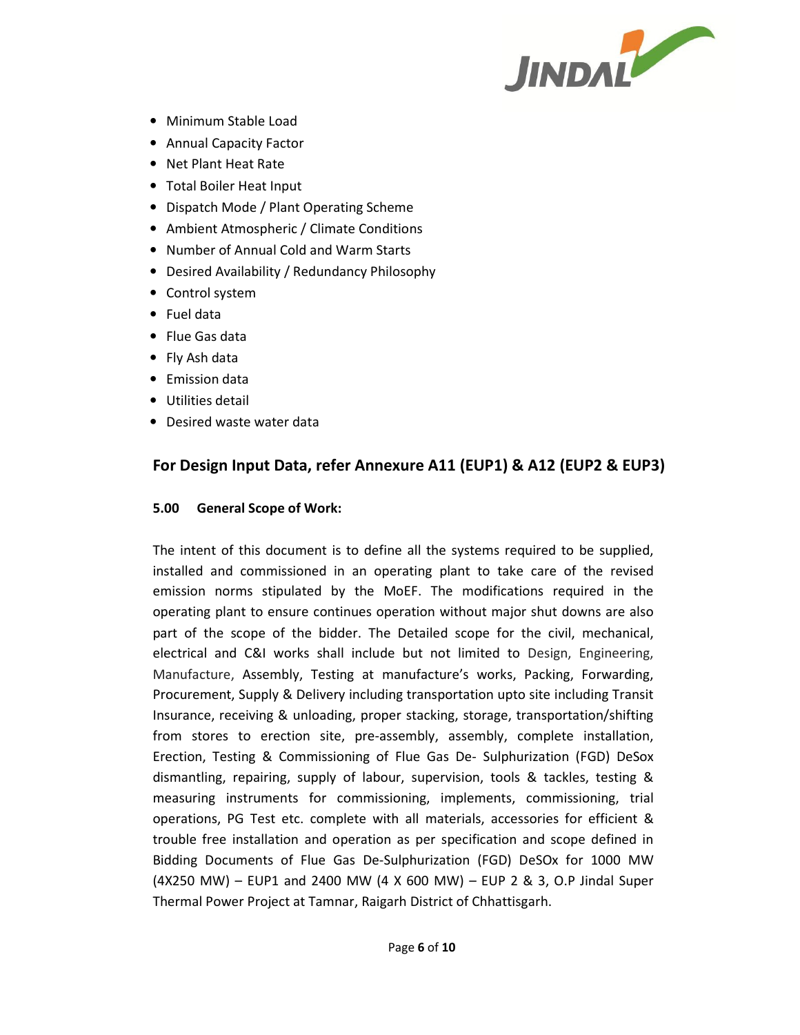- Minimum Stable Load
- Annual Capacity Factor
- Net Plant Heat Rate
- Total Boiler Heat Input
- Dispatch Mode / Plant Operating Scheme
- Ambient Atmospheric / Climate Conditions
- Number of Annual Cold and Warm Starts
- Desired Availability / Redundancy Philosophy
- Control system
- Fuel data
- Flue Gas data
- Fly Ash data
- Emission data
- Utilities detail
- Desired waste water data

## For Design Input Data, refer Annexure A11 (EUP1) & A12 (EUP2 & EUP3)

### 5.00 General Scope of Work:

The intent of this document is to define all the systems required to be supplied, installed and commissioned in an operating plant to take care of the revised emission norms stipulated by the MoEF. The modifications required in the operating plant to ensure continues operation without major shut downs are also part of the scope of the bidder. The Detailed scope for the civil, mechanical, electrical and C&I works shall include but not limited to Design, Engineering, Manufacture, Assembly, Testing at manufacture's works, Packing, Forwarding, Procurement, Supply & Delivery including transportation upto site including Transit Insurance, receiving & unloading, proper stacking, storage, transportation/shifting from stores to erection site, pre-assembly, assembly, complete installation, Erection, Testing & Commissioning of Flue Gas De- Sulphurization (FGD) DeSox dismantling, repairing, supply of labour, supervision, tools & tackles, testing & measuring instruments for commissioning, implements, commissioning, trial operations, PG Test etc. complete with all materials, accessories for efficient & trouble free installation and operation as per specification and scope defined in Bidding Documents of Flue Gas De-Sulphurization (FGD) DeSOx for 1000 MW (4X250 MW) – EUP1 and 2400 MW (4 X 600 MW) – EUP 2 & 3, O.P Jindal Super Thermal Power Project at Tamnar, Raigarh District of Chhattisgarh.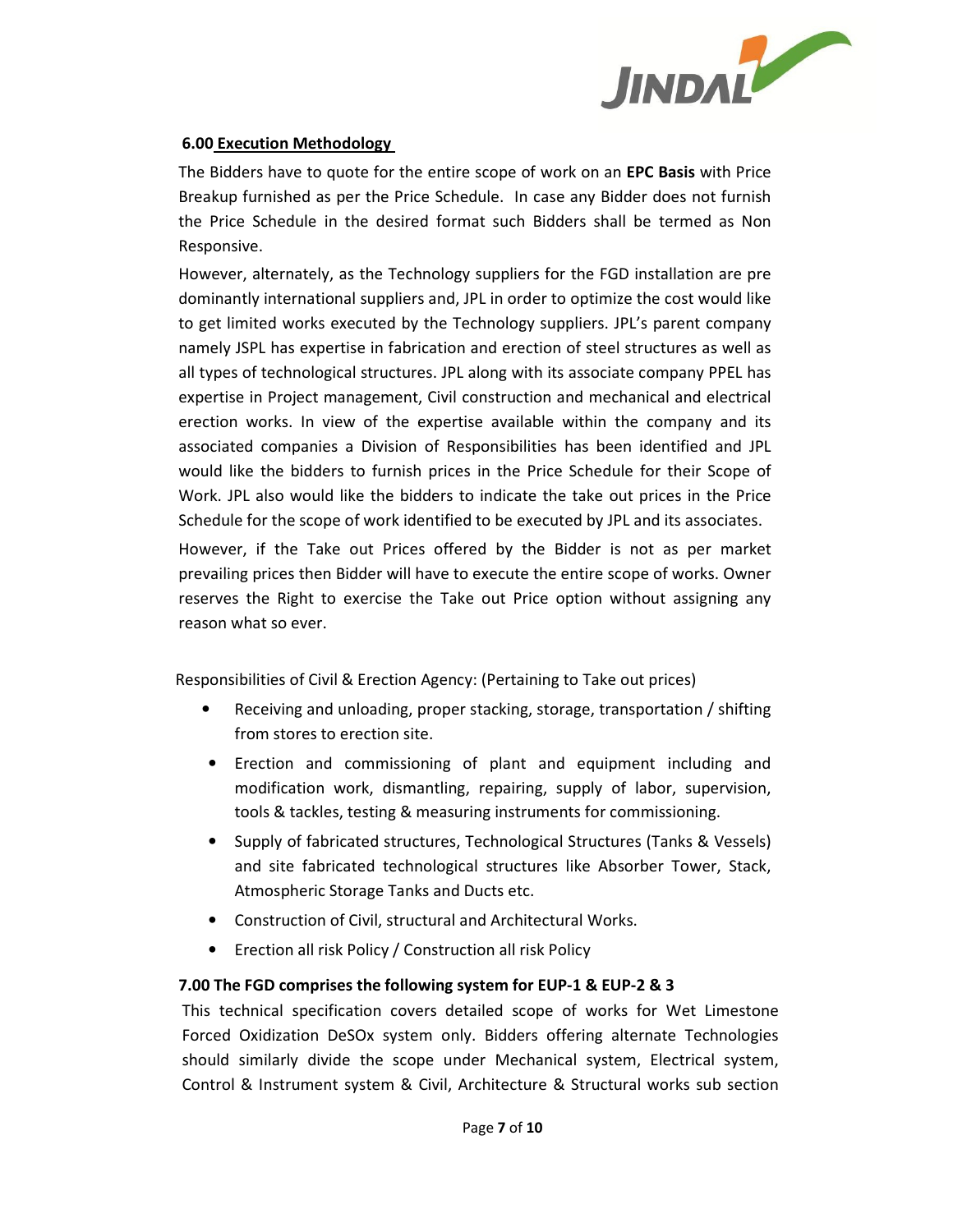## 6.00 Execution Methodology

The Bidders have to quote for the entire scope of work on an **EPC Basis** with Price Breakup furnished as per the Price Schedule. In case any Bidder does not furnish the Price Schedule in the desired format such Bidders shall be termed as Non Responsive.

However, alternately, as the Technology suppliers for the FGD installation are pre dominantly international suppliers and, JPL in order to optimize the cost would like to get limited works executed by the Technology suppliers. JPL's parent company namely JSPL has expertise in fabrication and erection of steel structures as well as all types of technological structures. JPL along with its associate company PPEL has expertise in Project management, Civil construction and mechanical and electrical erection works. In view of the expertise available within the company and its associated companies a Division of Responsibilities has been identified and JPL would like the bidders to furnish prices in the Price Schedule for their Scope of Work. JPL also would like the bidders to indicate the take out prices in the Price Schedule for the scope of work identified to be executed by JPL and its associates.

However, if the Take out Prices offered by the Bidder is not as per market prevailing prices then Bidder will have to execute the entire scope of works. Owner reserves the Right to exercise the Take out Price option without assigning any reason what so ever.

Responsibilities of Civil & Erection Agency: (Pertaining to Take out prices)

- Receiving and unloading, proper stacking, storage, transportation / shifting from stores to erection site.
- Erection and commissioning of plant and equipment including and modification work, dismantling, repairing, supply of labor, supervision, tools & tackles, testing & measuring instruments for commissioning.
- Supply of fabricated structures, Technological Structures (Tanks & Vessels) and site fabricated technological structures like Absorber Tower, Stack, Atmospheric Storage Tanks and Ducts etc.
- Construction of Civil, structural and Architectural Works.
- Erection all risk Policy / Construction all risk Policy

## 7.00 The FGD comprises the following system for EUP-1 & EUP-2 & 3

This technical specification covers detailed scope of works for Wet Limestone Forced Oxidization DeSOx system only. Bidders offering alternate Technologies should similarly divide the scope under Mechanical system, Electrical system, Control & Instrument system & Civil, Architecture & Structural works sub section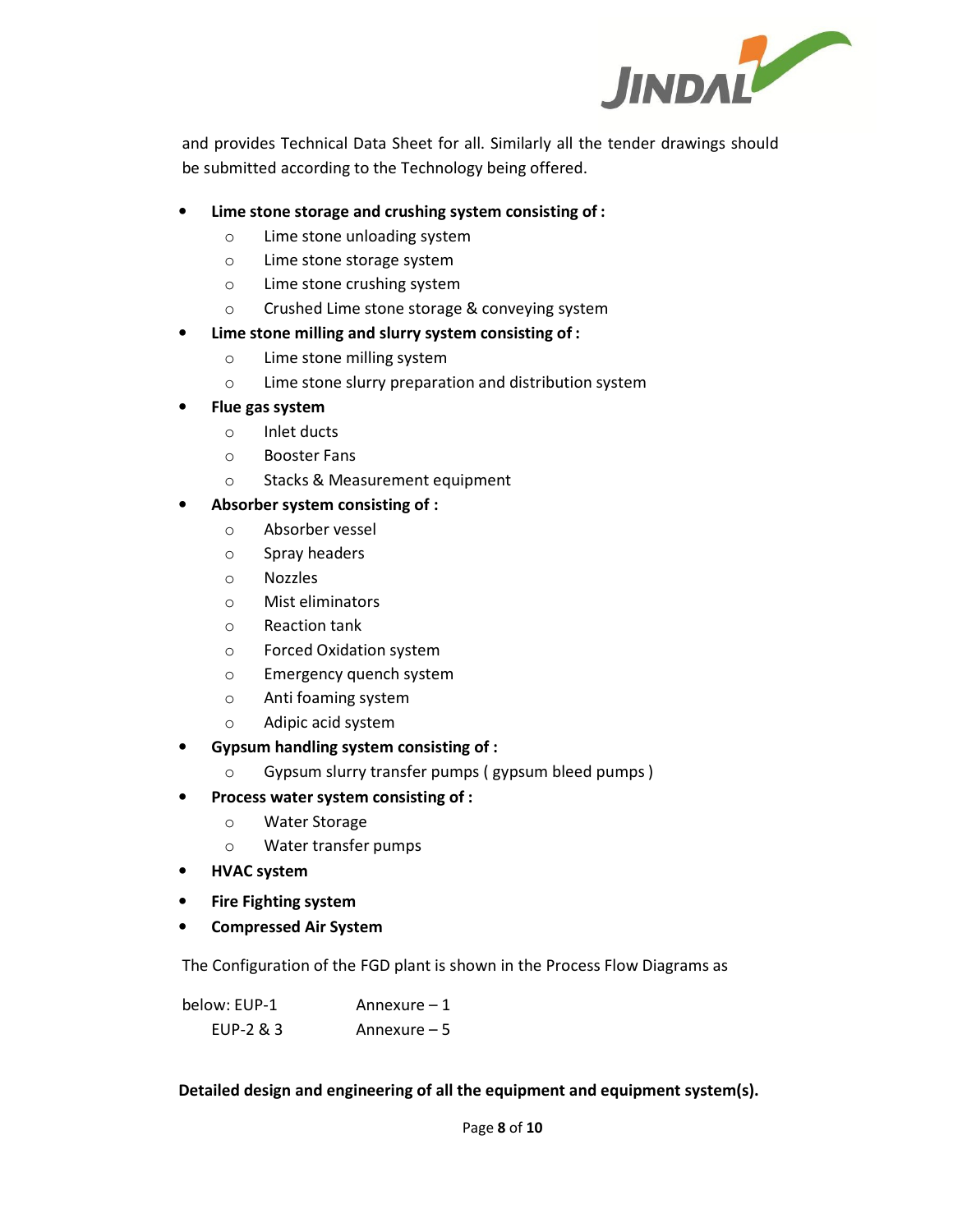and provides Technical Data Sheet for all. Similarly all the tender drawings should be submitted according to the Technology being offered.

- **Lime stone storage and crushing system consisting of :**
  - Lime stone unloading system
  - Lime stone storage system
  - Lime stone crushing system
  - Crushed Lime stone storage & conveying system
- **Lime stone milling and slurry system consisting of :**
  - Lime stone milling system
  - Lime stone slurry preparation and distribution system
- **Flue gas system**
  - Inlet ducts
  - Booster Fans
  - Stacks & Measurement equipment
- **Absorber system consisting of :**
  - Absorber vessel
  - Spray headers
  - Nozzles
  - Mist eliminators
  - Reaction tank
  - Forced Oxidation system
  - Emergency quench system
  - Anti foaming system
  - Adipic acid system
- **Gypsum handling system consisting of :**
  - Gypsum slurry transfer pumps ( gypsum bleed pumps )
- **Process water system consisting of :**
  - Water Storage
  - Water transfer pumps
- **HVAC system**
- **Fire Fighting system**
- **Compressed Air System**

The Configuration of the FGD plant is shown in the Process Flow Diagrams as

below: EUP-1 Annexure – 1
EUP-2 & 3 Annexure – 5

**Detailed design and engineering of all the equipment and equipment system(s).**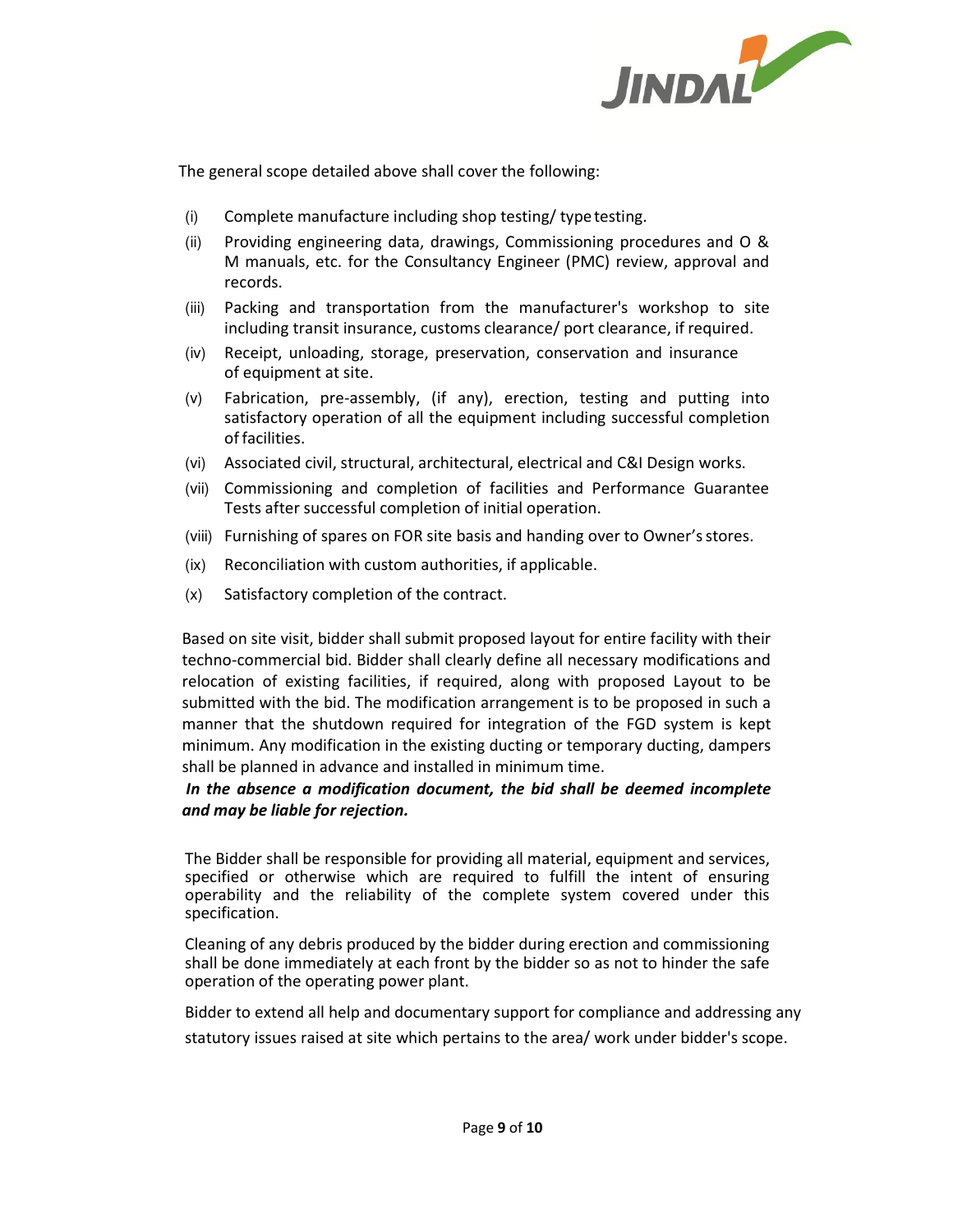The general scope detailed above shall cover the following:

(i) Complete manufacture including shop testing/ type testing.

(ii) Providing engineering data, drawings, Commissioning procedures and O & M manuals, etc. for the Consultancy Engineer (PMC) review, approval and records.

(iii) Packing and transportation from the manufacturer's workshop to site including transit insurance, customs clearance/ port clearance, if required.

(iv) Receipt, unloading, storage, preservation, conservation and insurance of equipment at site.

(v) Fabrication, pre-assembly, (if any), erection, testing and putting into satisfactory operation of all the equipment including successful completion of facilities.

(vi) Associated civil, structural, architectural, electrical and C&I Design works.

(vii) Commissioning and completion of facilities and Performance Guarantee Tests after successful completion of initial operation.

(viii) Furnishing of spares on FOR site basis and handing over to Owner's stores.

(ix) Reconciliation with custom authorities, if applicable.

(x) Satisfactory completion of the contract.

Based on site visit, bidder shall submit proposed layout for entire facility with their techno-commercial bid. Bidder shall clearly define all necessary modifications and relocation of existing facilities, if required, along with proposed Layout to be submitted with the bid. The modification arrangement is to be proposed in such a manner that the shutdown required for integration of the FGD system is kept minimum. Any modification in the existing ducting or temporary ducting, dampers shall be planned in advance and installed in minimum time.

***In the absence a modification document, the bid shall be deemed incomplete and may be liable for rejection.***

The Bidder shall be responsible for providing all material, equipment and services, specified or otherwise which are required to fulfill the intent of ensuring operability and the reliability of the complete system covered under this specification.

Cleaning of any debris produced by the bidder during erection and commissioning shall be done immediately at each front by the bidder so as not to hinder the safe operation of the operating power plant.

Bidder to extend all help and documentary support for compliance and addressing any statutory issues raised at site which pertains to the area/ work under bidder's scope.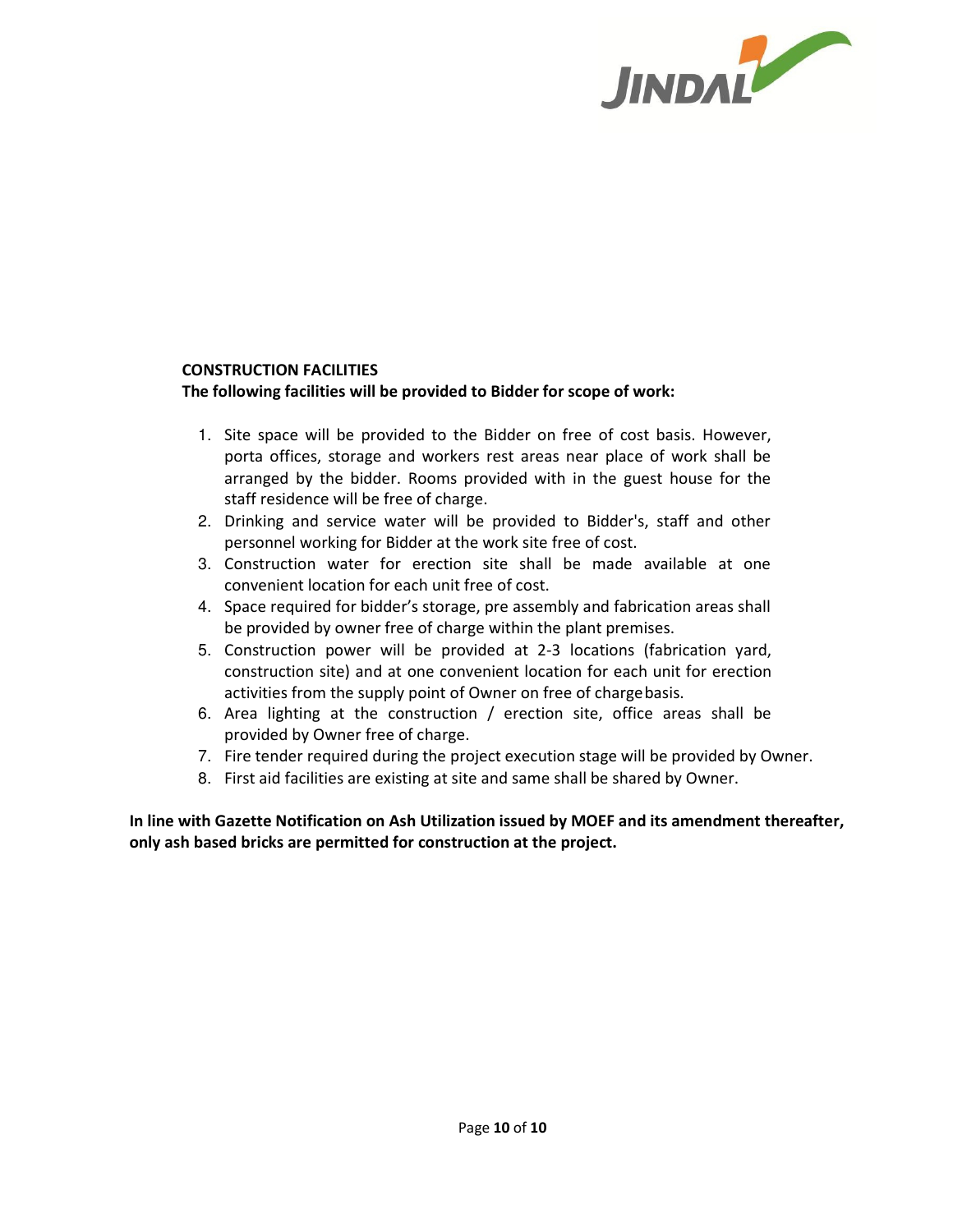**CONSTRUCTION FACILITIES**

**The following facilities will be provided to Bidder for scope of work:**

1. Site space will be provided to the Bidder on free of cost basis. However, porta offices, storage and workers rest areas near place of work shall be arranged by the bidder. Rooms provided with in the guest house for the staff residence will be free of charge.
2. Drinking and service water will be provided to Bidder's, staff and other personnel working for Bidder at the work site free of cost.
3. Construction water for erection site shall be made available at one convenient location for each unit free of cost.
4. Space required for bidder's storage, pre assembly and fabrication areas shall be provided by owner free of charge within the plant premises.
5. Construction power will be provided at 2-3 locations (fabrication yard, construction site) and at one convenient location for each unit for erection activities from the supply point of Owner on free of charge basis.
6. Area lighting at the construction / erection site, office areas shall be provided by Owner free of charge.
7. Fire tender required during the project execution stage will be provided by Owner.
8. First aid facilities are existing at site and same shall be shared by Owner.

**In line with Gazette Notification on Ash Utilization issued by MOEF and its amendment thereafter, only ash based bricks are permitted for construction at the project.**